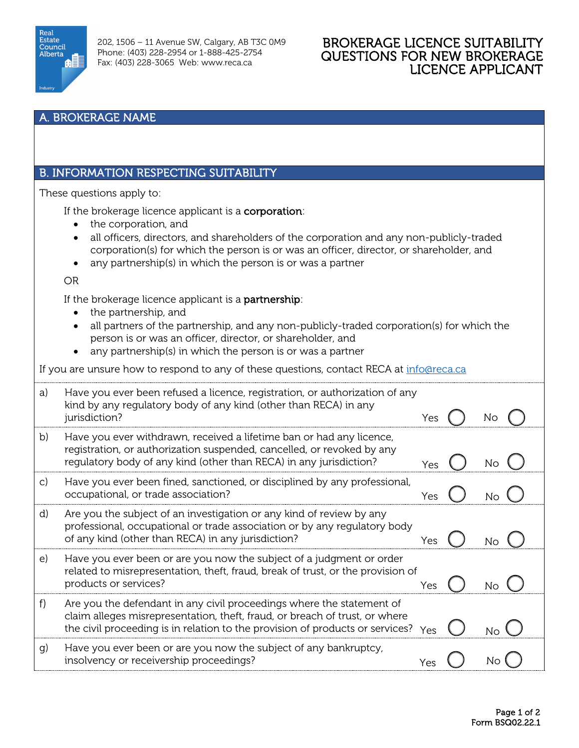Real Estate Council Alberta

202, 1506 – 11 Avenue SW, Calgary, AB T3C 0M9
Phone: (403) 228-2954 or 1-888-425-2754
Fax: (403) 228-3065 Web: www.reca.ca

# BROKERAGE LICENCE SUITABILITY QUESTIONS FOR NEW BROKERAGE LICENCE APPLICANT

## A. BROKERAGE NAME

## B. INFORMATION RESPECTING SUITABILITY

These questions apply to:

If the brokerage licence applicant is a **corporation**:

- the corporation, and
- all officers, directors, and shareholders of the corporation and any non-publicly-traded corporation(s) for which the person is or was an officer, director, or shareholder, and
- any partnership(s) in which the person is or was a partner

OR

If the brokerage licence applicant is a **partnership**:

- the partnership, and
- all partners of the partnership, and any non-publicly-traded corporation(s) for which the person is or was an officer, director, or shareholder, and
- any partnership(s) in which the person is or was a partner

If you are unsure how to respond to any of these questions, contact RECA at info@reca.ca

| | Question | Yes | No |
|---|---|---|---|
| a) | Have you ever been refused a licence, registration, or authorization of any kind by any regulatory body of any kind (other than RECA) in any jurisdiction? | ◯ | ◯ |
| b) | Have you ever withdrawn, received a lifetime ban or had any licence, registration, or authorization suspended, cancelled, or revoked by any regulatory body of any kind (other than RECA) in any jurisdiction? | ◯ | ◯ |
| c) | Have you ever been fined, sanctioned, or disciplined by any professional, occupational, or trade association? | ◯ | ◯ |
| d) | Are you the subject of an investigation or any kind of review by any professional, occupational or trade association or by any regulatory body of any kind (other than RECA) in any jurisdiction? | ◯ | ◯ |
| e) | Have you ever been or are you now the subject of a judgment or order related to misrepresentation, theft, fraud, break of trust, or the provision of products or services? | ◯ | ◯ |
| f) | Are you the defendant in any civil proceedings where the statement of claim alleges misrepresentation, theft, fraud, or breach of trust, or where the civil proceeding is in relation to the provision of products or services? | ◯ | ◯ |
| g) | Have you ever been or are you now the subject of any bankruptcy, insolvency or receivership proceedings? | ◯ | ◯ |

Form BSQ02.22.1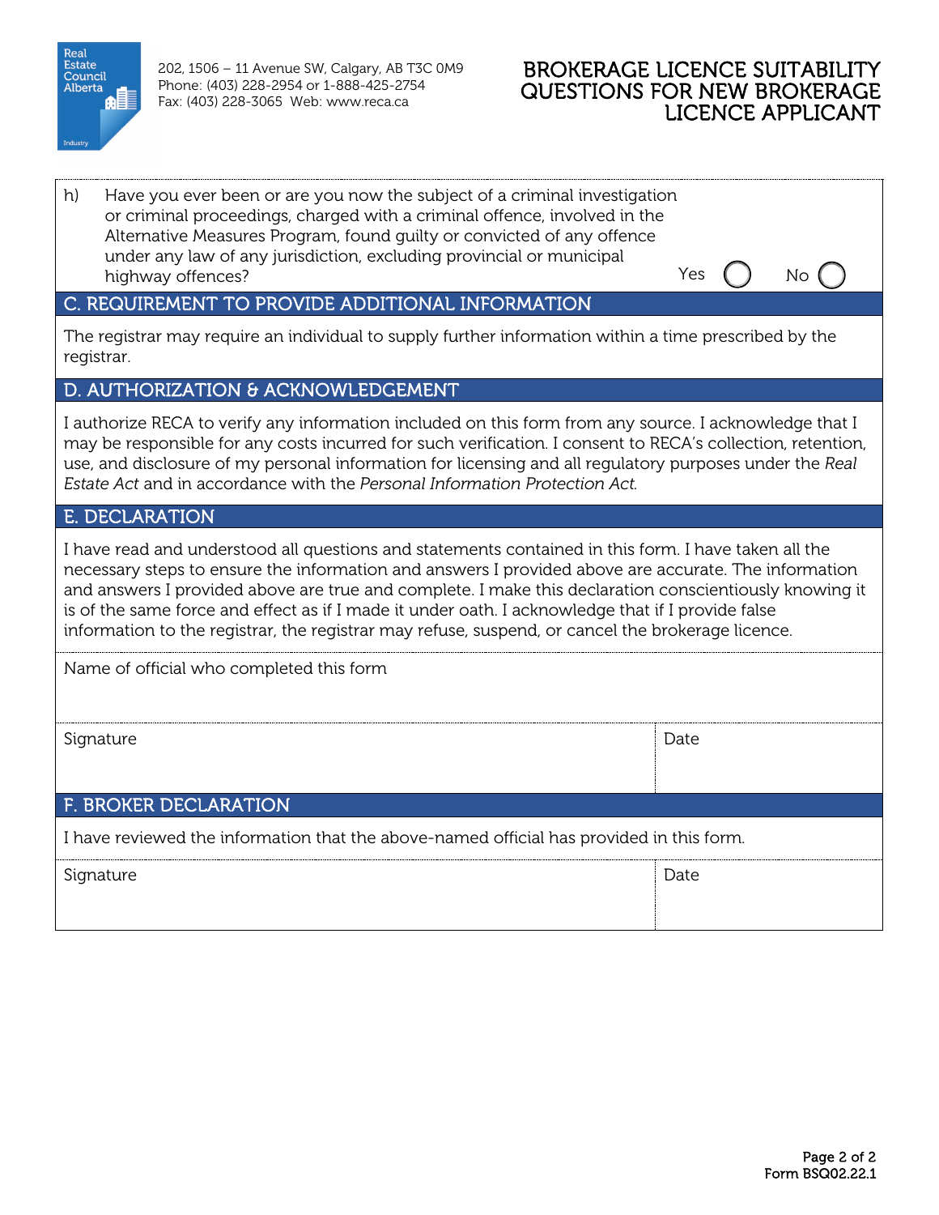Real Estate Council Alberta

202, 1506 – 11 Avenue SW, Calgary, AB T3C 0M9
Phone: (403) 228-2954 or 1-888-425-2754
Fax: (403) 228-3065 Web: www.reca.ca

# BROKERAGE LICENCE SUITABILITY QUESTIONS FOR NEW BROKERAGE LICENCE APPLICANT

h) Have you ever been or are you now the subject of a criminal investigation or criminal proceedings, charged with a criminal offence, involved in the Alternative Measures Program, found guilty or convicted of any offence under any law of any jurisdiction, excluding provincial or municipal highway offences? Yes ◯ No ◯

## C. REQUIREMENT TO PROVIDE ADDITIONAL INFORMATION

The registrar may require an individual to supply further information within a time prescribed by the registrar.

## D. AUTHORIZATION & ACKNOWLEDGEMENT

I authorize RECA to verify any information included on this form from any source. I acknowledge that I may be responsible for any costs incurred for such verification. I consent to RECA's collection, retention, use, and disclosure of my personal information for licensing and all regulatory purposes under the *Real Estate Act* and in accordance with the *Personal Information Protection Act*.

## E. DECLARATION

I have read and understood all questions and statements contained in this form. I have taken all the necessary steps to ensure the information and answers I provided above are accurate. The information and answers I provided above are true and complete. I make this declaration conscientiously knowing it is of the same force and effect as if I made it under oath. I acknowledge that if I provide false information to the registrar, the registrar may refuse, suspend, or cancel the brokerage licence.

Name of official who completed this form

| | |
|---|---|
| Signature | Date |

## F. BROKER DECLARATION

I have reviewed the information that the above-named official has provided in this form.

| | |
|---|---|
| Signature | Date |

Form BSQ02.22.1